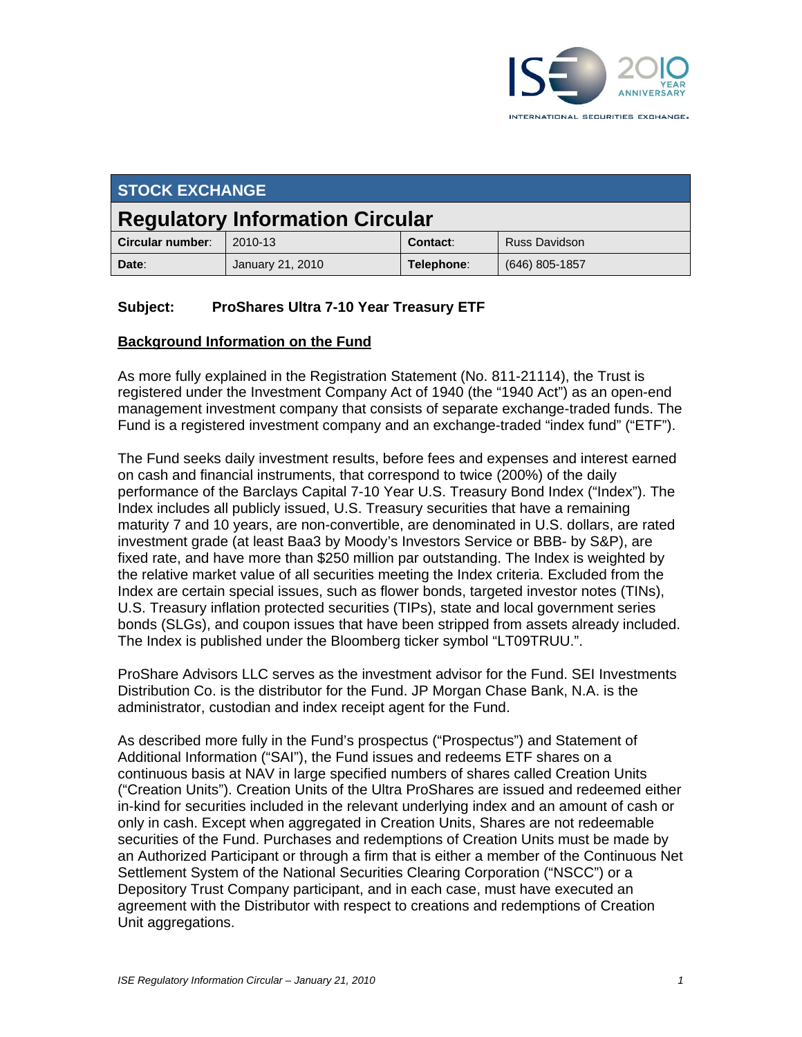## STOCK EXCHANGE

# Regulatory Information Circular

| Circular number: | 2010-13 | Contact: | Russ Davidson |
|---|---|---|---|
| Date: | January 21, 2010 | Telephone: | (646) 805-1857 |

**Subject: ProShares Ultra 7-10 Year Treasury ETF**

**Background Information on the Fund**

As more fully explained in the Registration Statement (No. 811-21114), the Trust is registered under the Investment Company Act of 1940 (the "1940 Act") as an open-end management investment company that consists of separate exchange-traded funds. The Fund is a registered investment company and an exchange-traded "index fund" ("ETF").

The Fund seeks daily investment results, before fees and expenses and interest earned on cash and financial instruments, that correspond to twice (200%) of the daily performance of the Barclays Capital 7-10 Year U.S. Treasury Bond Index ("Index"). The Index includes all publicly issued, U.S. Treasury securities that have a remaining maturity 7 and 10 years, are non-convertible, are denominated in U.S. dollars, are rated investment grade (at least Baa3 by Moody's Investors Service or BBB- by S&P), are fixed rate, and have more than $250 million par outstanding. The Index is weighted by the relative market value of all securities meeting the Index criteria. Excluded from the Index are certain special issues, such as flower bonds, targeted investor notes (TINs), U.S. Treasury inflation protected securities (TIPs), state and local government series bonds (SLGs), and coupon issues that have been stripped from assets already included. The Index is published under the Bloomberg ticker symbol "LT09TRUU.".

ProShare Advisors LLC serves as the investment advisor for the Fund. SEI Investments Distribution Co. is the distributor for the Fund. JP Morgan Chase Bank, N.A. is the administrator, custodian and index receipt agent for the Fund.

As described more fully in the Fund's prospectus ("Prospectus") and Statement of Additional Information ("SAI"), the Fund issues and redeems ETF shares on a continuous basis at NAV in large specified numbers of shares called Creation Units ("Creation Units"). Creation Units of the Ultra ProShares are issued and redeemed either in-kind for securities included in the relevant underlying index and an amount of cash or only in cash. Except when aggregated in Creation Units, Shares are not redeemable securities of the Fund. Purchases and redemptions of Creation Units must be made by an Authorized Participant or through a firm that is either a member of the Continuous Net Settlement System of the National Securities Clearing Corporation ("NSCC") or a Depository Trust Company participant, and in each case, must have executed an agreement with the Distributor with respect to creations and redemptions of Creation Unit aggregations.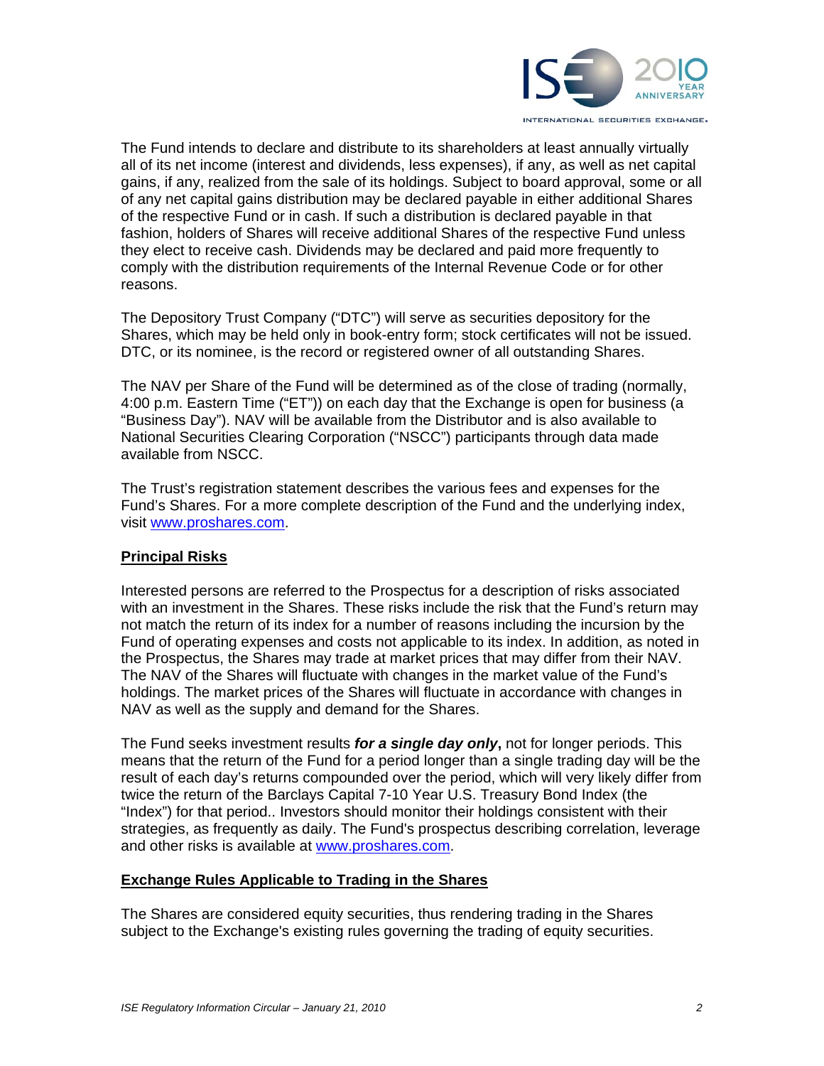The Fund intends to declare and distribute to its shareholders at least annually virtually all of its net income (interest and dividends, less expenses), if any, as well as net capital gains, if any, realized from the sale of its holdings. Subject to board approval, some or all of any net capital gains distribution may be declared payable in either additional Shares of the respective Fund or in cash. If such a distribution is declared payable in that fashion, holders of Shares will receive additional Shares of the respective Fund unless they elect to receive cash. Dividends may be declared and paid more frequently to comply with the distribution requirements of the Internal Revenue Code or for other reasons.

The Depository Trust Company ("DTC") will serve as securities depository for the Shares, which may be held only in book-entry form; stock certificates will not be issued. DTC, or its nominee, is the record or registered owner of all outstanding Shares.

The NAV per Share of the Fund will be determined as of the close of trading (normally, 4:00 p.m. Eastern Time ("ET")) on each day that the Exchange is open for business (a "Business Day"). NAV will be available from the Distributor and is also available to National Securities Clearing Corporation ("NSCC") participants through data made available from NSCC.

The Trust's registration statement describes the various fees and expenses for the Fund's Shares. For a more complete description of the Fund and the underlying index, visit www.proshares.com.

## Principal Risks

Interested persons are referred to the Prospectus for a description of risks associated with an investment in the Shares. These risks include the risk that the Fund's return may not match the return of its index for a number of reasons including the incursion by the Fund of operating expenses and costs not applicable to its index. In addition, as noted in the Prospectus, the Shares may trade at market prices that may differ from their NAV. The NAV of the Shares will fluctuate with changes in the market value of the Fund's holdings. The market prices of the Shares will fluctuate in accordance with changes in NAV as well as the supply and demand for the Shares.

The Fund seeks investment results ***for a single day only***, not for longer periods. This means that the return of the Fund for a period longer than a single trading day will be the result of each day's returns compounded over the period, which will very likely differ from twice the return of the Barclays Capital 7-10 Year U.S. Treasury Bond Index (the "Index") for that period.. Investors should monitor their holdings consistent with their strategies, as frequently as daily. The Fund's prospectus describing correlation, leverage and other risks is available at www.proshares.com.

## Exchange Rules Applicable to Trading in the Shares

The Shares are considered equity securities, thus rendering trading in the Shares subject to the Exchange's existing rules governing the trading of equity securities.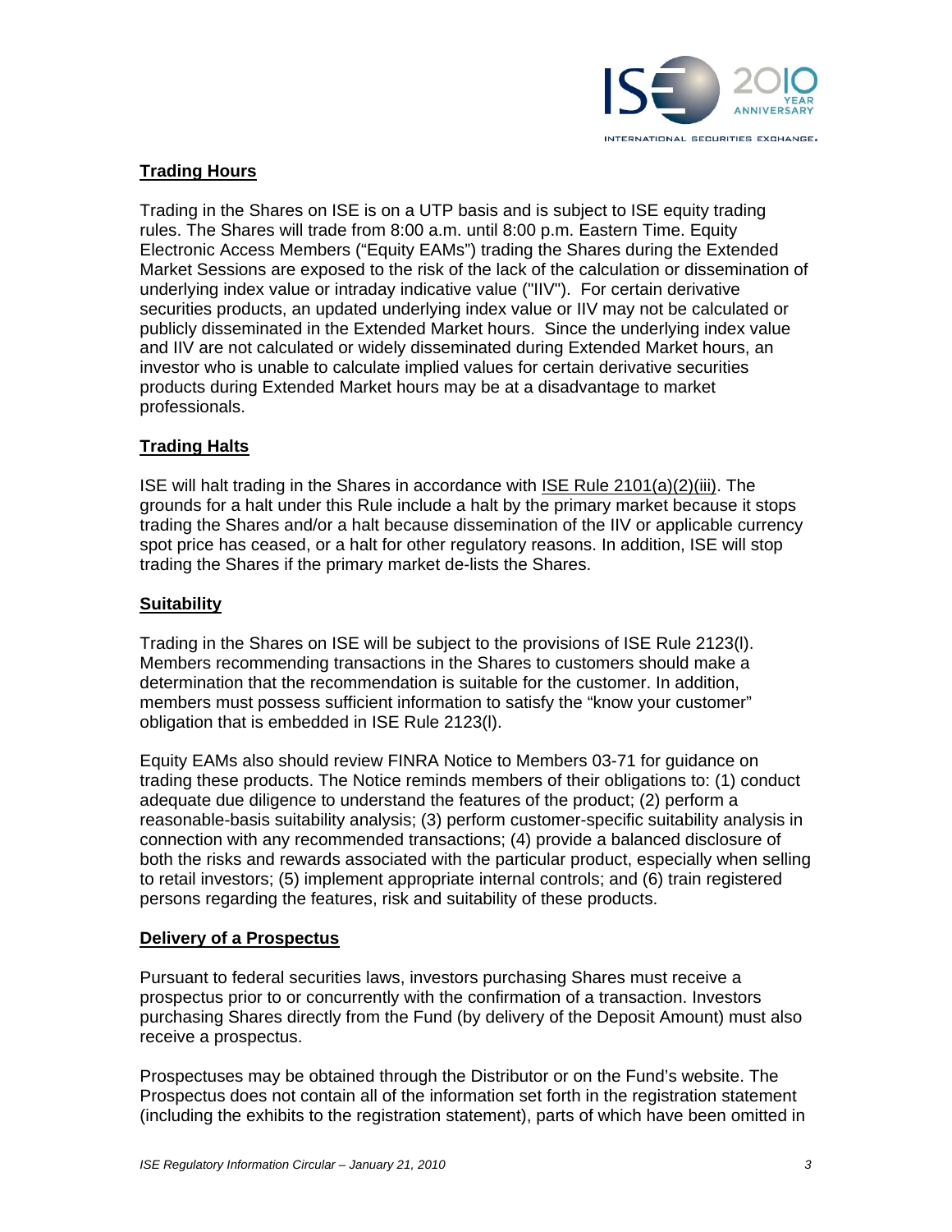## Trading Hours

Trading in the Shares on ISE is on a UTP basis and is subject to ISE equity trading rules. The Shares will trade from 8:00 a.m. until 8:00 p.m. Eastern Time. Equity Electronic Access Members ("Equity EAMs") trading the Shares during the Extended Market Sessions are exposed to the risk of the lack of the calculation or dissemination of underlying index value or intraday indicative value ("IIV"). For certain derivative securities products, an updated underlying index value or IIV may not be calculated or publicly disseminated in the Extended Market hours. Since the underlying index value and IIV are not calculated or widely disseminated during Extended Market hours, an investor who is unable to calculate implied values for certain derivative securities products during Extended Market hours may be at a disadvantage to market professionals.

## Trading Halts

ISE will halt trading in the Shares in accordance with ISE Rule 2101(a)(2)(iii). The grounds for a halt under this Rule include a halt by the primary market because it stops trading the Shares and/or a halt because dissemination of the IIV or applicable currency spot price has ceased, or a halt for other regulatory reasons. In addition, ISE will stop trading the Shares if the primary market de-lists the Shares.

## Suitability

Trading in the Shares on ISE will be subject to the provisions of ISE Rule 2123(l). Members recommending transactions in the Shares to customers should make a determination that the recommendation is suitable for the customer. In addition, members must possess sufficient information to satisfy the "know your customer" obligation that is embedded in ISE Rule 2123(l).

Equity EAMs also should review FINRA Notice to Members 03-71 for guidance on trading these products. The Notice reminds members of their obligations to: (1) conduct adequate due diligence to understand the features of the product; (2) perform a reasonable-basis suitability analysis; (3) perform customer-specific suitability analysis in connection with any recommended transactions; (4) provide a balanced disclosure of both the risks and rewards associated with the particular product, especially when selling to retail investors; (5) implement appropriate internal controls; and (6) train registered persons regarding the features, risk and suitability of these products.

## Delivery of a Prospectus

Pursuant to federal securities laws, investors purchasing Shares must receive a prospectus prior to or concurrently with the confirmation of a transaction. Investors purchasing Shares directly from the Fund (by delivery of the Deposit Amount) must also receive a prospectus.

Prospectuses may be obtained through the Distributor or on the Fund's website. The Prospectus does not contain all of the information set forth in the registration statement (including the exhibits to the registration statement), parts of which have been omitted in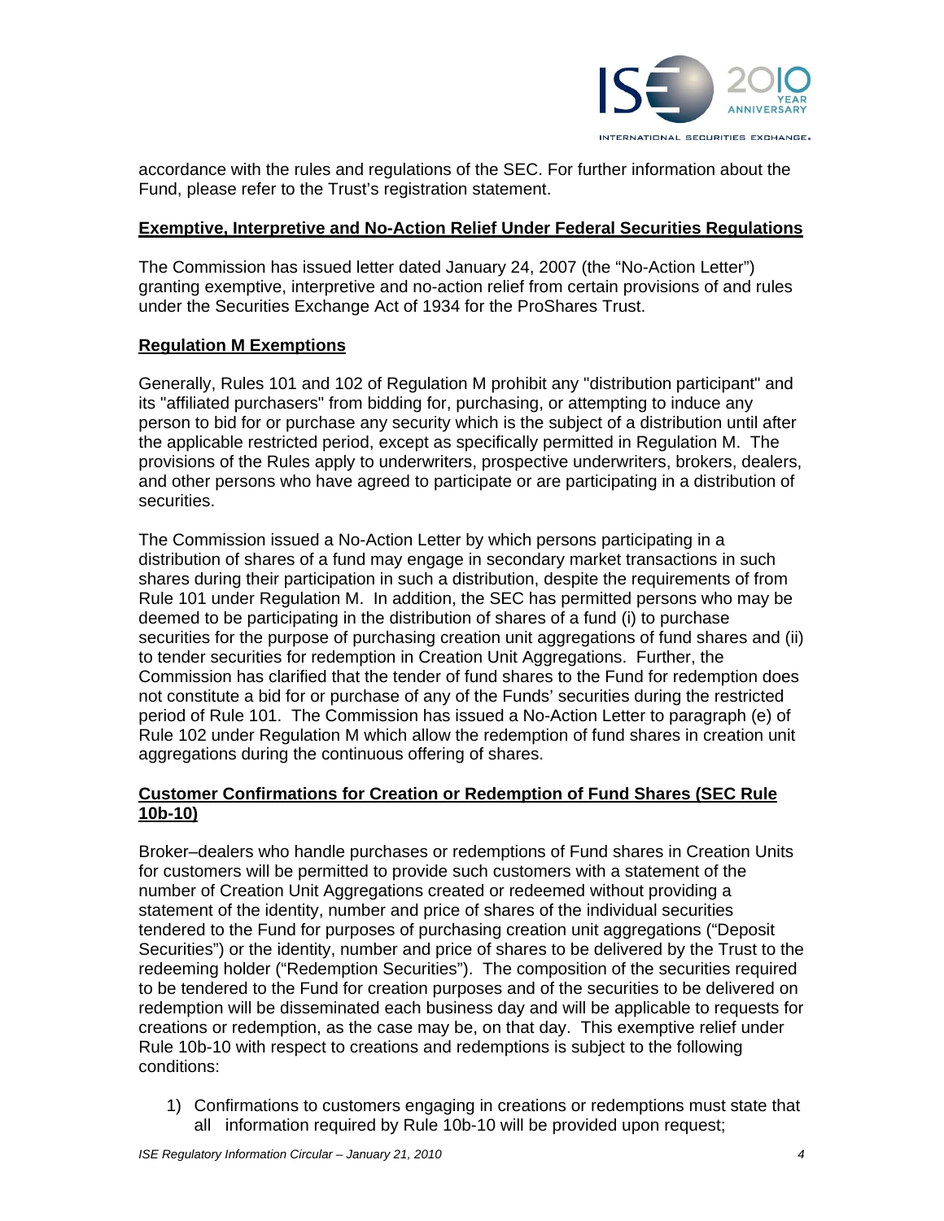accordance with the rules and regulations of the SEC. For further information about the Fund, please refer to the Trust's registration statement.

## Exemptive, Interpretive and No-Action Relief Under Federal Securities Regulations

The Commission has issued letter dated January 24, 2007 (the "No-Action Letter") granting exemptive, interpretive and no-action relief from certain provisions of and rules under the Securities Exchange Act of 1934 for the ProShares Trust.

## Regulation M Exemptions

Generally, Rules 101 and 102 of Regulation M prohibit any "distribution participant" and its "affiliated purchasers" from bidding for, purchasing, or attempting to induce any person to bid for or purchase any security which is the subject of a distribution until after the applicable restricted period, except as specifically permitted in Regulation M. The provisions of the Rules apply to underwriters, prospective underwriters, brokers, dealers, and other persons who have agreed to participate or are participating in a distribution of securities.

The Commission issued a No-Action Letter by which persons participating in a distribution of shares of a fund may engage in secondary market transactions in such shares during their participation in such a distribution, despite the requirements of from Rule 101 under Regulation M. In addition, the SEC has permitted persons who may be deemed to be participating in the distribution of shares of a fund (i) to purchase securities for the purpose of purchasing creation unit aggregations of fund shares and (ii) to tender securities for redemption in Creation Unit Aggregations. Further, the Commission has clarified that the tender of fund shares to the Fund for redemption does not constitute a bid for or purchase of any of the Funds' securities during the restricted period of Rule 101. The Commission has issued a No-Action Letter to paragraph (e) of Rule 102 under Regulation M which allow the redemption of fund shares in creation unit aggregations during the continuous offering of shares.

## Customer Confirmations for Creation or Redemption of Fund Shares (SEC Rule 10b-10)

Broker–dealers who handle purchases or redemptions of Fund shares in Creation Units for customers will be permitted to provide such customers with a statement of the number of Creation Unit Aggregations created or redeemed without providing a statement of the identity, number and price of shares of the individual securities tendered to the Fund for purposes of purchasing creation unit aggregations ("Deposit Securities") or the identity, number and price of shares to be delivered by the Trust to the redeeming holder ("Redemption Securities"). The composition of the securities required to be tendered to the Fund for creation purposes and of the securities to be delivered on redemption will be disseminated each business day and will be applicable to requests for creations or redemption, as the case may be, on that day. This exemptive relief under Rule 10b-10 with respect to creations and redemptions is subject to the following conditions:

1) Confirmations to customers engaging in creations or redemptions must state that all information required by Rule 10b-10 will be provided upon request;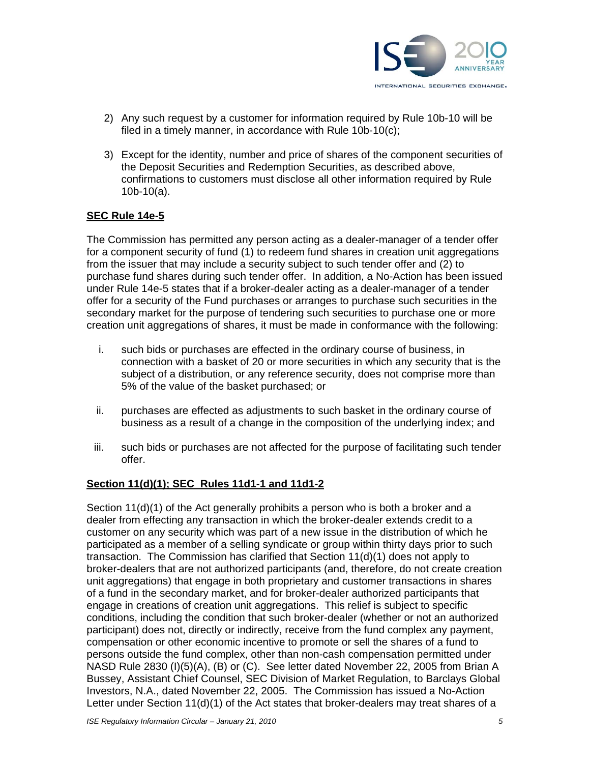2) Any such request by a customer for information required by Rule 10b-10 will be filed in a timely manner, in accordance with Rule 10b-10(c);

3) Except for the identity, number and price of shares of the component securities of the Deposit Securities and Redemption Securities, as described above, confirmations to customers must disclose all other information required by Rule 10b-10(a).

**SEC Rule 14e-5**

The Commission has permitted any person acting as a dealer-manager of a tender offer for a component security of fund (1) to redeem fund shares in creation unit aggregations from the issuer that may include a security subject to such tender offer and (2) to purchase fund shares during such tender offer. In addition, a No-Action has been issued under Rule 14e-5 states that if a broker-dealer acting as a dealer-manager of a tender offer for a security of the Fund purchases or arranges to purchase such securities in the secondary market for the purpose of tendering such securities to purchase one or more creation unit aggregations of shares, it must be made in conformance with the following:

i. such bids or purchases are effected in the ordinary course of business, in connection with a basket of 20 or more securities in which any security that is the subject of a distribution, or any reference security, does not comprise more than 5% of the value of the basket purchased; or

ii. purchases are effected as adjustments to such basket in the ordinary course of business as a result of a change in the composition of the underlying index; and

iii. such bids or purchases are not affected for the purpose of facilitating such tender offer.

**Section 11(d)(1); SEC Rules 11d1-1 and 11d1-2**

Section 11(d)(1) of the Act generally prohibits a person who is both a broker and a dealer from effecting any transaction in which the broker-dealer extends credit to a customer on any security which was part of a new issue in the distribution of which he participated as a member of a selling syndicate or group within thirty days prior to such transaction. The Commission has clarified that Section 11(d)(1) does not apply to broker-dealers that are not authorized participants (and, therefore, do not create creation unit aggregations) that engage in both proprietary and customer transactions in shares of a fund in the secondary market, and for broker-dealer authorized participants that engage in creations of creation unit aggregations. This relief is subject to specific conditions, including the condition that such broker-dealer (whether or not an authorized participant) does not, directly or indirectly, receive from the fund complex any payment, compensation or other economic incentive to promote or sell the shares of a fund to persons outside the fund complex, other than non-cash compensation permitted under NASD Rule 2830 (I)(5)(A), (B) or (C). See letter dated November 22, 2005 from Brian A Bussey, Assistant Chief Counsel, SEC Division of Market Regulation, to Barclays Global Investors, N.A., dated November 22, 2005. The Commission has issued a No-Action Letter under Section 11(d)(1) of the Act states that broker-dealers may treat shares of a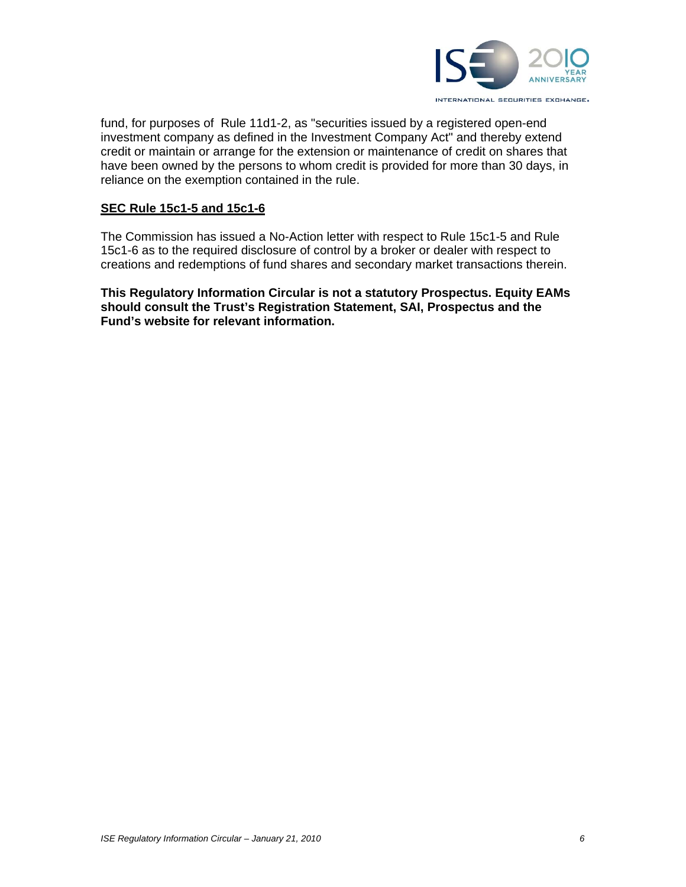fund, for purposes of Rule 11d1-2, as "securities issued by a registered open-end investment company as defined in the Investment Company Act" and thereby extend credit or maintain or arrange for the extension or maintenance of credit on shares that have been owned by the persons to whom credit is provided for more than 30 days, in reliance on the exemption contained in the rule.

## SEC Rule 15c1-5 and 15c1-6

The Commission has issued a No-Action letter with respect to Rule 15c1-5 and Rule 15c1-6 as to the required disclosure of control by a broker or dealer with respect to creations and redemptions of fund shares and secondary market transactions therein.

**This Regulatory Information Circular is not a statutory Prospectus. Equity EAMs should consult the Trust's Registration Statement, SAI, Prospectus and the Fund's website for relevant information.**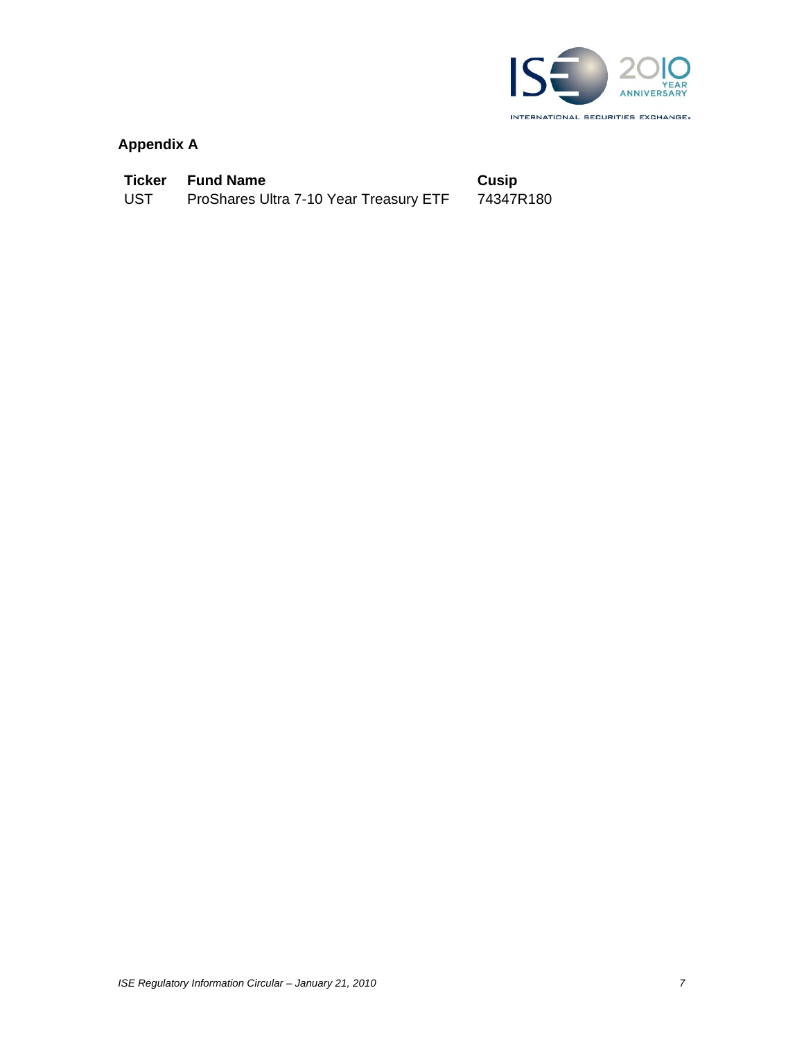## Appendix A

| Ticker | Fund Name | Cusip |
|---|---|---|
| UST | ProShares Ultra 7-10 Year Treasury ETF | 74347R180 |